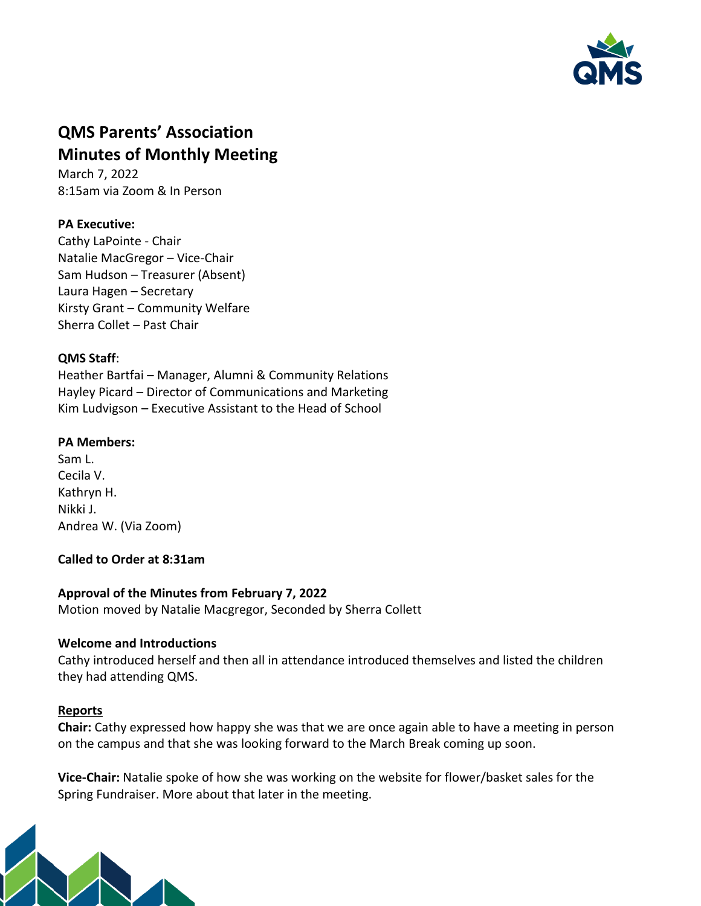# QMS Parents' Association
# Minutes of Monthly Meeting

March 7, 2022
8:15am via Zoom & In Person

**PA Executive:**
Cathy LaPointe - Chair
Natalie MacGregor – Vice-Chair
Sam Hudson – Treasurer (Absent)
Laura Hagen – Secretary
Kirsty Grant – Community Welfare
Sherra Collet – Past Chair

**QMS Staff**:
Heather Bartfai – Manager, Alumni & Community Relations
Hayley Picard – Director of Communications and Marketing
Kim Ludvigson – Executive Assistant to the Head of School

**PA Members:**
Sam L.
Cecila V.
Kathryn H.
Nikki J.
Andrea W. (Via Zoom)

**Called to Order at 8:31am**

**Approval of the Minutes from February 7, 2022**
Motion moved by Natalie Macgregor, Seconded by Sherra Collett

**Welcome and Introductions**
Cathy introduced herself and then all in attendance introduced themselves and listed the children they had attending QMS.

**Reports**

**Chair:** Cathy expressed how happy she was that we are once again able to have a meeting in person on the campus and that she was looking forward to the March Break coming up soon.

**Vice-Chair:** Natalie spoke of how she was working on the website for flower/basket sales for the Spring Fundraiser. More about that later in the meeting.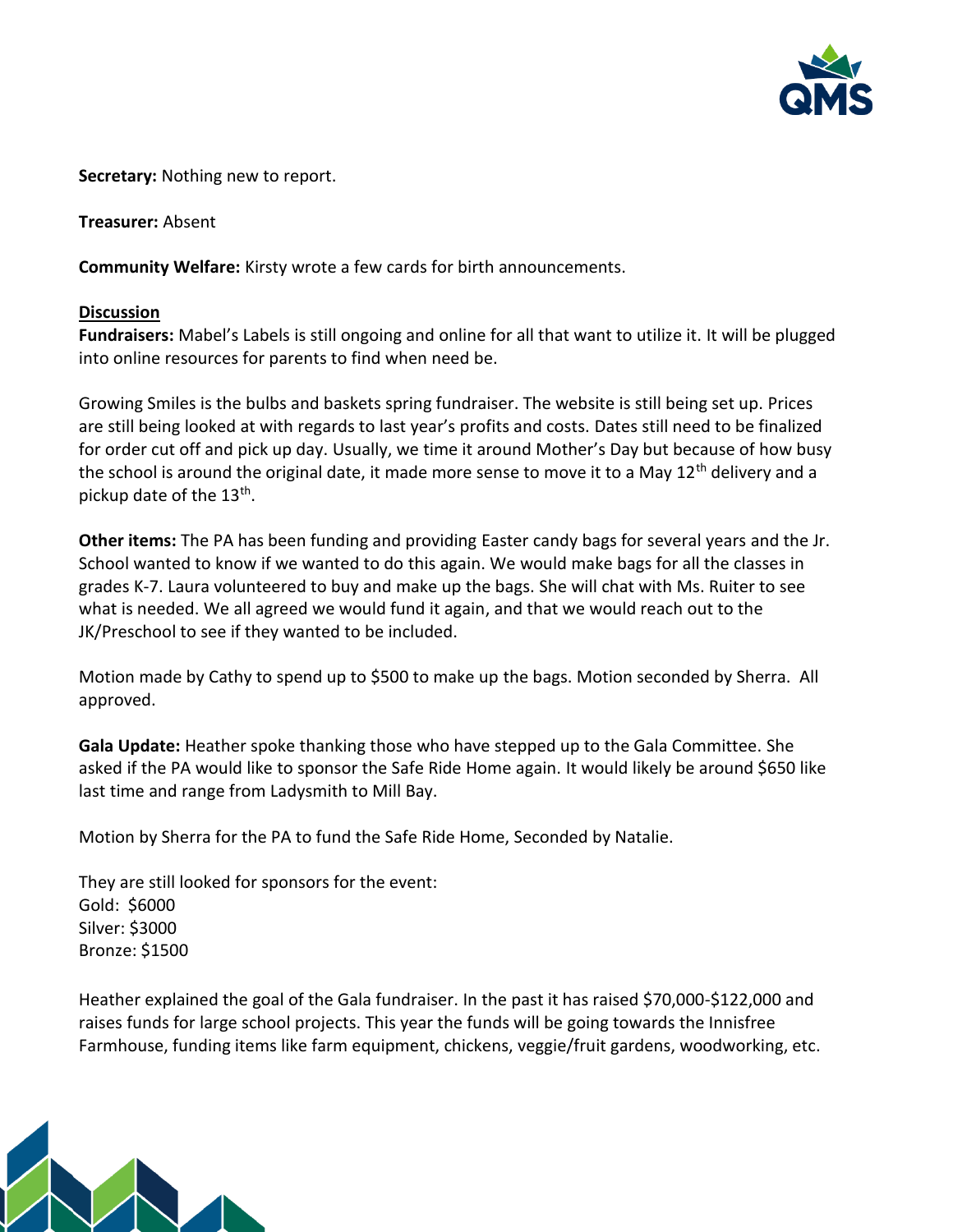**Secretary:** Nothing new to report.

**Treasurer:** Absent

**Community Welfare:** Kirsty wrote a few cards for birth announcements.

**Discussion**

**Fundraisers:** Mabel's Labels is still ongoing and online for all that want to utilize it. It will be plugged into online resources for parents to find when need be.

Growing Smiles is the bulbs and baskets spring fundraiser. The website is still being set up. Prices are still being looked at with regards to last year's profits and costs. Dates still need to be finalized for order cut off and pick up day. Usually, we time it around Mother's Day but because of how busy the school is around the original date, it made more sense to move it to a May 12th delivery and a pickup date of the 13th.

**Other items:** The PA has been funding and providing Easter candy bags for several years and the Jr. School wanted to know if we wanted to do this again. We would make bags for all the classes in grades K-7. Laura volunteered to buy and make up the bags. She will chat with Ms. Ruiter to see what is needed. We all agreed we would fund it again, and that we would reach out to the JK/Preschool to see if they wanted to be included.

Motion made by Cathy to spend up to $500 to make up the bags. Motion seconded by Sherra. All approved.

**Gala Update:** Heather spoke thanking those who have stepped up to the Gala Committee. She asked if the PA would like to sponsor the Safe Ride Home again. It would likely be around $650 like last time and range from Ladysmith to Mill Bay.

Motion by Sherra for the PA to fund the Safe Ride Home, Seconded by Natalie.

They are still looked for sponsors for the event:
Gold: $6000
Silver: $3000
Bronze: $1500

Heather explained the goal of the Gala fundraiser. In the past it has raised $70,000-$122,000 and raises funds for large school projects. This year the funds will be going towards the Innisfree Farmhouse, funding items like farm equipment, chickens, veggie/fruit gardens, woodworking, etc.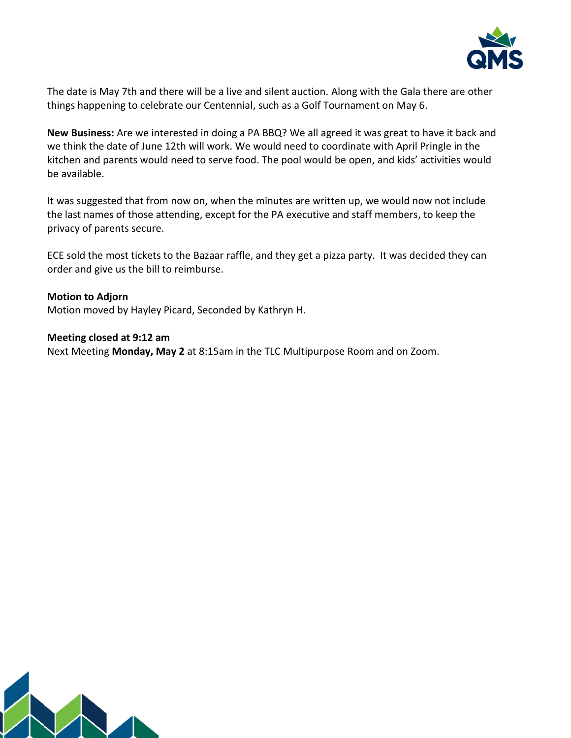The date is May 7th and there will be a live and silent auction. Along with the Gala there are other things happening to celebrate our Centennial, such as a Golf Tournament on May 6.

**New Business:** Are we interested in doing a PA BBQ? We all agreed it was great to have it back and we think the date of June 12th will work. We would need to coordinate with April Pringle in the kitchen and parents would need to serve food. The pool would be open, and kids' activities would be available.

It was suggested that from now on, when the minutes are written up, we would now not include the last names of those attending, except for the PA executive and staff members, to keep the privacy of parents secure.

ECE sold the most tickets to the Bazaar raffle, and they get a pizza party. It was decided they can order and give us the bill to reimburse.

**Motion to Adjorn**
Motion moved by Hayley Picard, Seconded by Kathryn H.

**Meeting closed at 9:12 am**
Next Meeting **Monday, May 2** at 8:15am in the TLC Multipurpose Room and on Zoom.